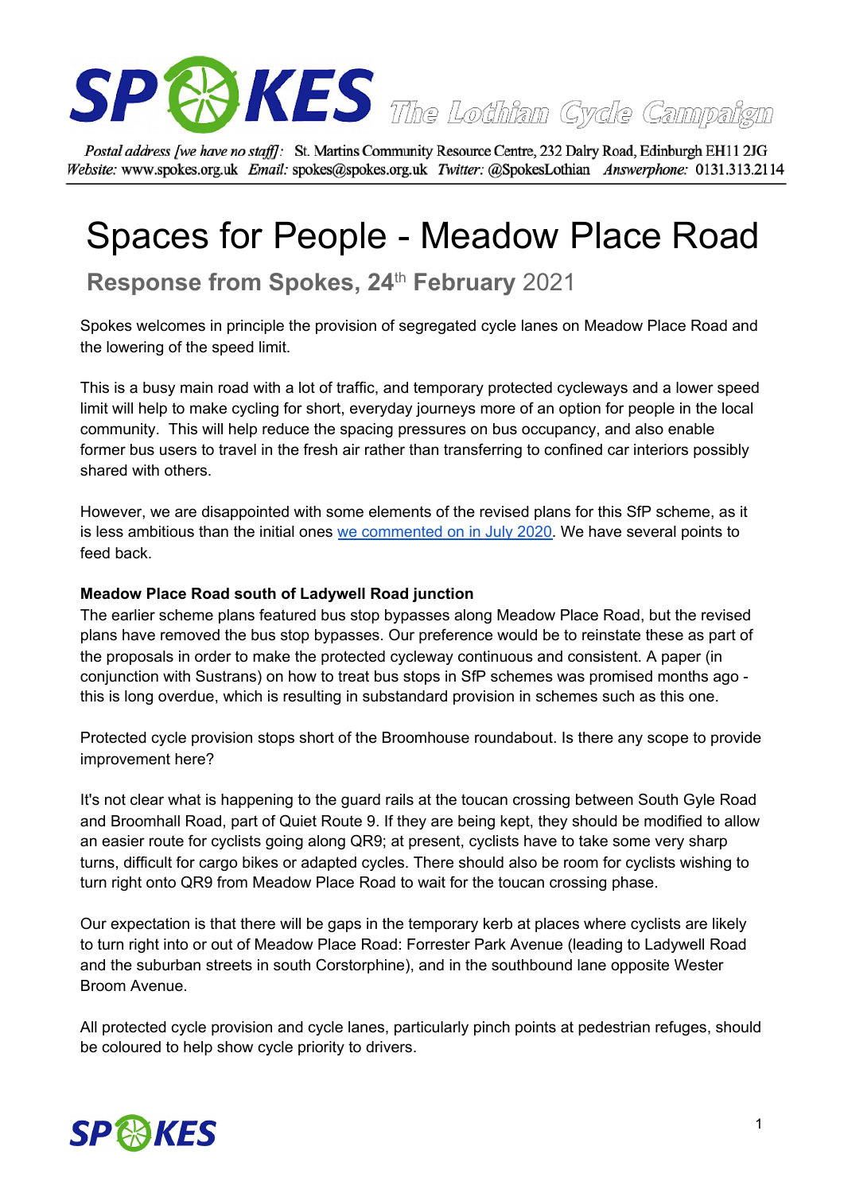SPOKES The Lothian Cycle Campaign

*Postal address [we have no staff]:* St. Martins Community Resource Centre, 232 Dalry Road, Edinburgh EH11 2JG
*Website:* www.spokes.org.uk *Email:* spokes@spokes.org.uk *Twitter:* @SpokesLothian *Answerphone:* 0131.313.2114

# Spaces for People - Meadow Place Road

## Response from Spokes, 24th February 2021

Spokes welcomes in principle the provision of segregated cycle lanes on Meadow Place Road and the lowering of the speed limit.

This is a busy main road with a lot of traffic, and temporary protected cycleways and a lower speed limit will help to make cycling for short, everyday journeys more of an option for people in the local community. This will help reduce the spacing pressures on bus occupancy, and also enable former bus users to travel in the fresh air rather than transferring to confined car interiors possibly shared with others.

However, we are disappointed with some elements of the revised plans for this SfP scheme, as it is less ambitious than the initial ones we commented on in July 2020. We have several points to feed back.

**Meadow Place Road south of Ladywell Road junction**

The earlier scheme plans featured bus stop bypasses along Meadow Place Road, but the revised plans have removed the bus stop bypasses. Our preference would be to reinstate these as part of the proposals in order to make the protected cycleway continuous and consistent. A paper (in conjunction with Sustrans) on how to treat bus stops in SfP schemes was promised months ago - this is long overdue, which is resulting in substandard provision in schemes such as this one.

Protected cycle provision stops short of the Broomhouse roundabout. Is there any scope to provide improvement here?

It's not clear what is happening to the guard rails at the toucan crossing between South Gyle Road and Broomhall Road, part of Quiet Route 9. If they are being kept, they should be modified to allow an easier route for cyclists going along QR9; at present, cyclists have to take some very sharp turns, difficult for cargo bikes or adapted cycles. There should also be room for cyclists wishing to turn right onto QR9 from Meadow Place Road to wait for the toucan crossing phase.

Our expectation is that there will be gaps in the temporary kerb at places where cyclists are likely to turn right into or out of Meadow Place Road: Forrester Park Avenue (leading to Ladywell Road and the suburban streets in south Corstorphine), and in the southbound lane opposite Wester Broom Avenue.

All protected cycle provision and cycle lanes, particularly pinch points at pedestrian refuges, should be coloured to help show cycle priority to drivers.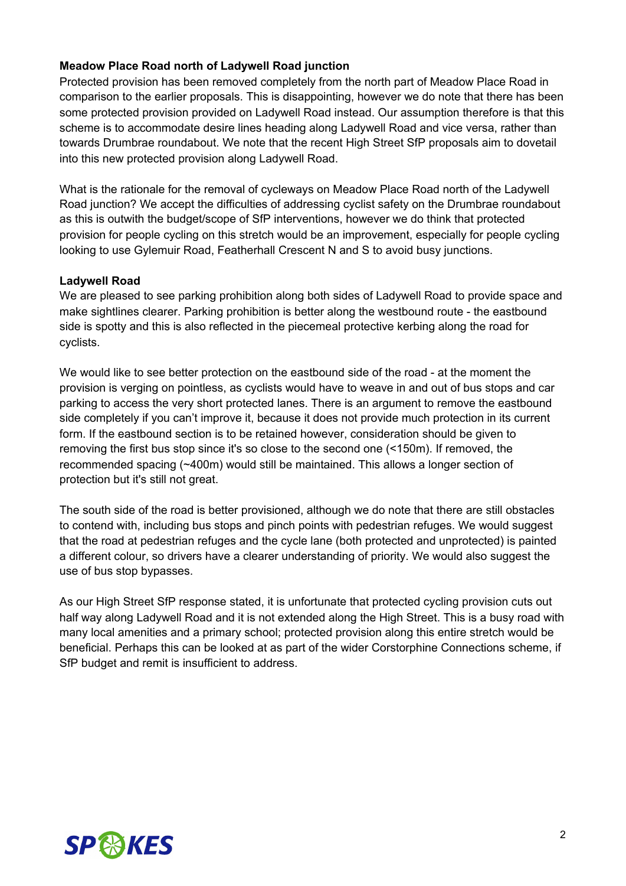**Meadow Place Road north of Ladywell Road junction**

Protected provision has been removed completely from the north part of Meadow Place Road in comparison to the earlier proposals. This is disappointing, however we do note that there has been some protected provision provided on Ladywell Road instead. Our assumption therefore is that this scheme is to accommodate desire lines heading along Ladywell Road and vice versa, rather than towards Drumbrae roundabout. We note that the recent High Street SfP proposals aim to dovetail into this new protected provision along Ladywell Road.

What is the rationale for the removal of cycleways on Meadow Place Road north of the Ladywell Road junction? We accept the difficulties of addressing cyclist safety on the Drumbrae roundabout as this is outwith the budget/scope of SfP interventions, however we do think that protected provision for people cycling on this stretch would be an improvement, especially for people cycling looking to use Gylemuir Road, Featherhall Crescent N and S to avoid busy junctions.

**Ladywell Road**

We are pleased to see parking prohibition along both sides of Ladywell Road to provide space and make sightlines clearer. Parking prohibition is better along the westbound route - the eastbound side is spotty and this is also reflected in the piecemeal protective kerbing along the road for cyclists.

We would like to see better protection on the eastbound side of the road - at the moment the provision is verging on pointless, as cyclists would have to weave in and out of bus stops and car parking to access the very short protected lanes. There is an argument to remove the eastbound side completely if you can't improve it, because it does not provide much protection in its current form. If the eastbound section is to be retained however, consideration should be given to removing the first bus stop since it's so close to the second one (<150m). If removed, the recommended spacing (~400m) would still be maintained. This allows a longer section of protection but it's still not great.

The south side of the road is better provisioned, although we do note that there are still obstacles to contend with, including bus stops and pinch points with pedestrian refuges. We would suggest that the road at pedestrian refuges and the cycle lane (both protected and unprotected) is painted a different colour, so drivers have a clearer understanding of priority. We would also suggest the use of bus stop bypasses.

As our High Street SfP response stated, it is unfortunate that protected cycling provision cuts out half way along Ladywell Road and it is not extended along the High Street. This is a busy road with many local amenities and a primary school; protected provision along this entire stretch would be beneficial. Perhaps this can be looked at as part of the wider Corstorphine Connections scheme, if SfP budget and remit is insufficient to address.